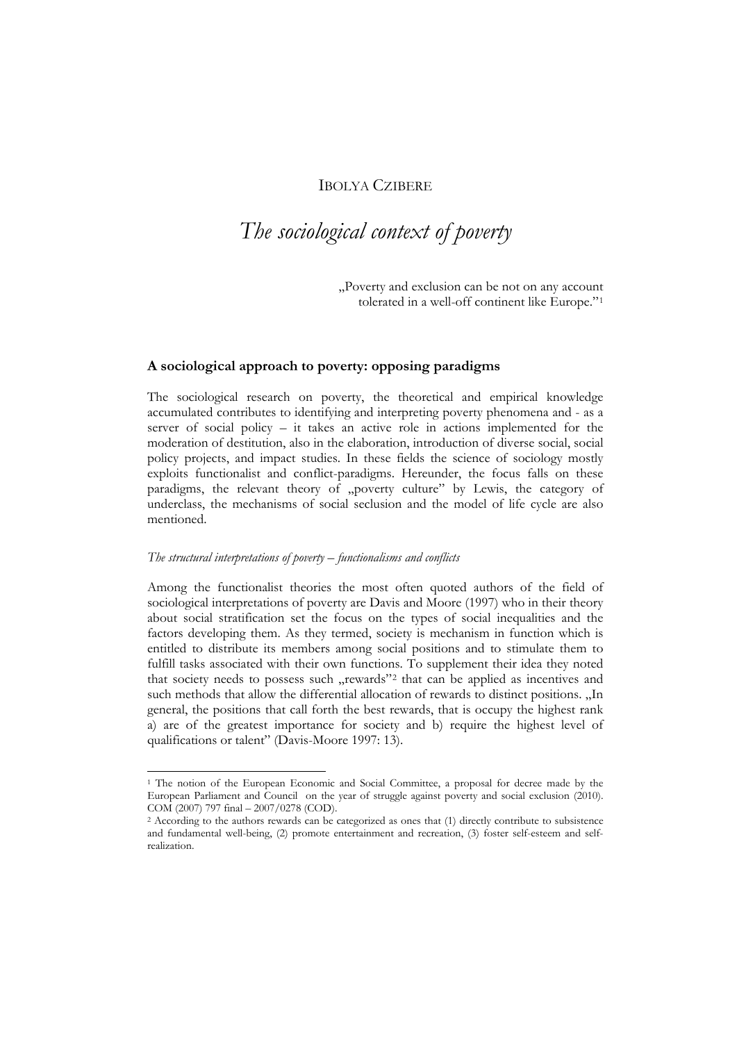IBOLYA CZIBERE

# *The sociological context of poverty*

„Poverty and exclusion can be not on any account tolerated in a well-off continent like Europe."[1]

## A sociological approach to poverty: opposing paradigms

The sociological research on poverty, the theoretical and empirical knowledge accumulated contributes to identifying and interpreting poverty phenomena and - as a server of social policy – it takes an active role in actions implemented for the moderation of destitution, also in the elaboration, introduction of diverse social, social policy projects, and impact studies. In these fields the science of sociology mostly exploits functionalist and conflict-paradigms. Hereunder, the focus falls on these paradigms, the relevant theory of „poverty culture" by Lewis, the category of underclass, the mechanisms of social seclusion and the model of life cycle are also mentioned.

### *The structural interpretations of poverty – functionalisms and conflicts*

Among the functionalist theories the most often quoted authors of the field of sociological interpretations of poverty are Davis and Moore (1997) who in their theory about social stratification set the focus on the types of social inequalities and the factors developing them. As they termed, society is mechanism in function which is entitled to distribute its members among social positions and to stimulate them to fulfill tasks associated with their own functions. To supplement their idea they noted that society needs to possess such „rewards"[2] that can be applied as incentives and such methods that allow the differential allocation of rewards to distinct positions. „In general, the positions that call forth the best rewards, that is occupy the highest rank a) are of the greatest importance for society and b) require the highest level of qualifications or talent" (Davis-Moore 1997: 13).

---

[1] The notion of the European Economic and Social Committee, a proposal for decree made by the European Parliament and Council on the year of struggle against poverty and social exclusion (2010). COM (2007) 797 final – 2007/0278 (COD).

[2] According to the authors rewards can be categorized as ones that (1) directly contribute to subsistence and fundamental well-being, (2) promote entertainment and recreation, (3) foster self-esteem and self-realization.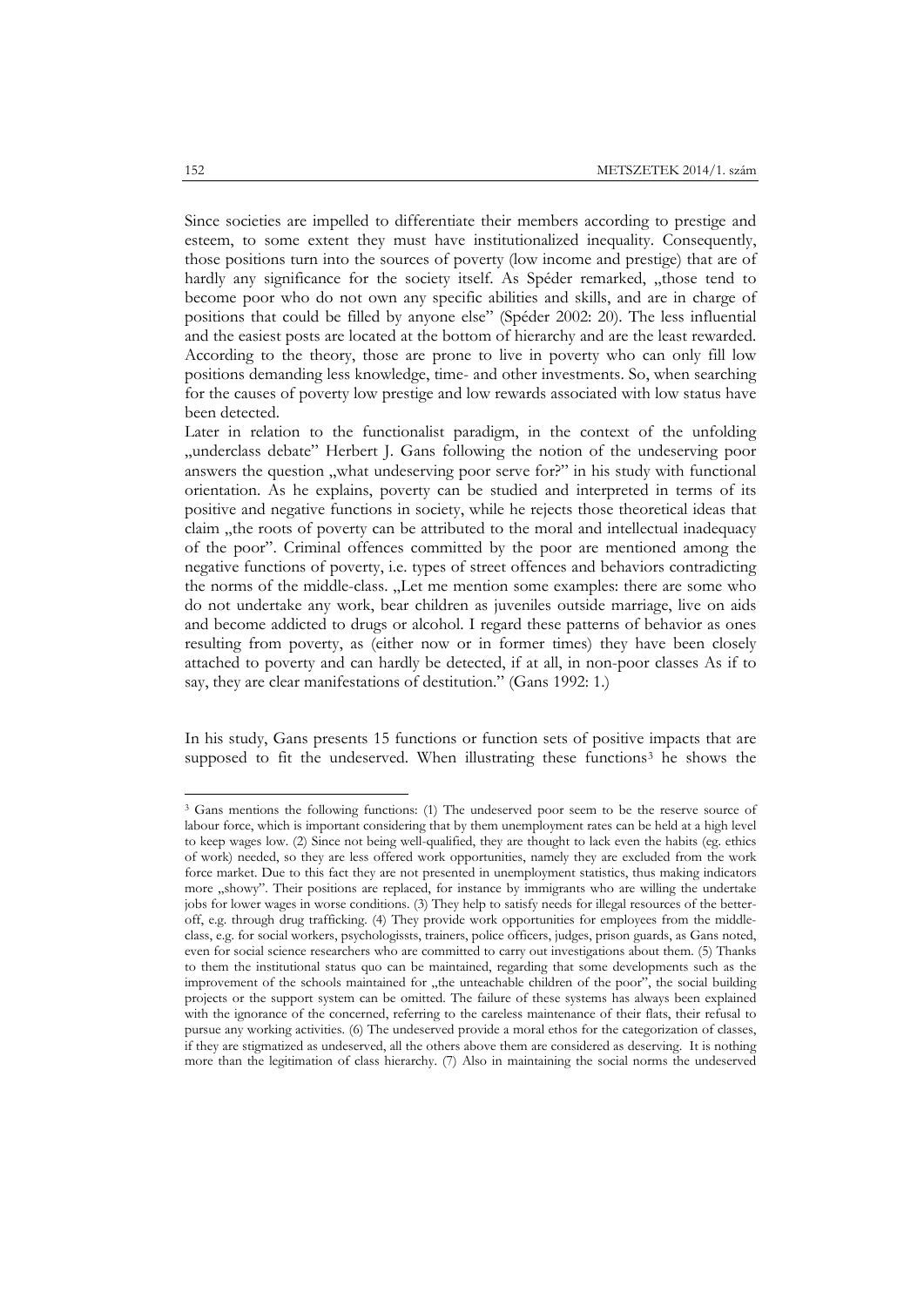Since societies are impelled to differentiate their members according to prestige and esteem, to some extent they must have institutionalized inequality. Consequently, those positions turn into the sources of poverty (low income and prestige) that are of hardly any significance for the society itself. As Spéder remarked, „those tend to become poor who do not own any specific abilities and skills, and are in charge of positions that could be filled by anyone else" (Spéder 2002: 20). The less influential and the easiest posts are located at the bottom of hierarchy and are the least rewarded. According to the theory, those are prone to live in poverty who can only fill low positions demanding less knowledge, time- and other investments. So, when searching for the causes of poverty low prestige and low rewards associated with low status have been detected.

Later in relation to the functionalist paradigm, in the context of the unfolding „underclass debate" Herbert J. Gans following the notion of the undeserving poor answers the question „what undeserving poor serve for?" in his study with functional orientation. As he explains, poverty can be studied and interpreted in terms of its positive and negative functions in society, while he rejects those theoretical ideas that claim „the roots of poverty can be attributed to the moral and intellectual inadequacy of the poor". Criminal offences committed by the poor are mentioned among the negative functions of poverty, i.e. types of street offences and behaviors contradicting the norms of the middle-class. „Let me mention some examples: there are some who do not undertake any work, bear children as juveniles outside marriage, live on aids and become addicted to drugs or alcohol. I regard these patterns of behavior as ones resulting from poverty, as (either now or in former times) they have been closely attached to poverty and can hardly be detected, if at all, in non-poor classes As if to say, they are clear manifestations of destitution." (Gans 1992: 1.)

In his study, Gans presents 15 functions or function sets of positive impacts that are supposed to fit the undeserved. When illustrating these functions[3] he shows the

[3] Gans mentions the following functions: (1) The undeserved poor seem to be the reserve source of labour force, which is important considering that by them unemployment rates can be held at a high level to keep wages low. (2) Since not being well-qualified, they are thought to lack even the habits (eg. ethics of work) needed, so they are less offered work opportunities, namely they are excluded from the work force market. Due to this fact they are not presented in unemployment statistics, thus making indicators more „showy". Their positions are replaced, for instance by immigrants who are willing the undertake jobs for lower wages in worse conditions. (3) They help to satisfy needs for illegal resources of the better-off, e.g. through drug trafficking. (4) They provide work opportunities for employees from the middle-class, e.g. for social workers, psychologissts, trainers, police officers, judges, prison guards, as Gans noted, even for social science researchers who are committed to carry out investigations about them. (5) Thanks to them the institutional status quo can be maintained, regarding that some developments such as the improvement of the schools maintained for „the unteachable children of the poor", the social building projects or the support system can be omitted. The failure of these systems has always been explained with the ignorance of the concerned, referring to the careless maintenance of their flats, their refusal to pursue any working activities. (6) The undeserved provide a moral ethos for the categorization of classes, if they are stigmatized as undeserved, all the others above them are considered as deserving. It is nothing more than the legitimation of class hierarchy. (7) Also in maintaining the social norms the undeserved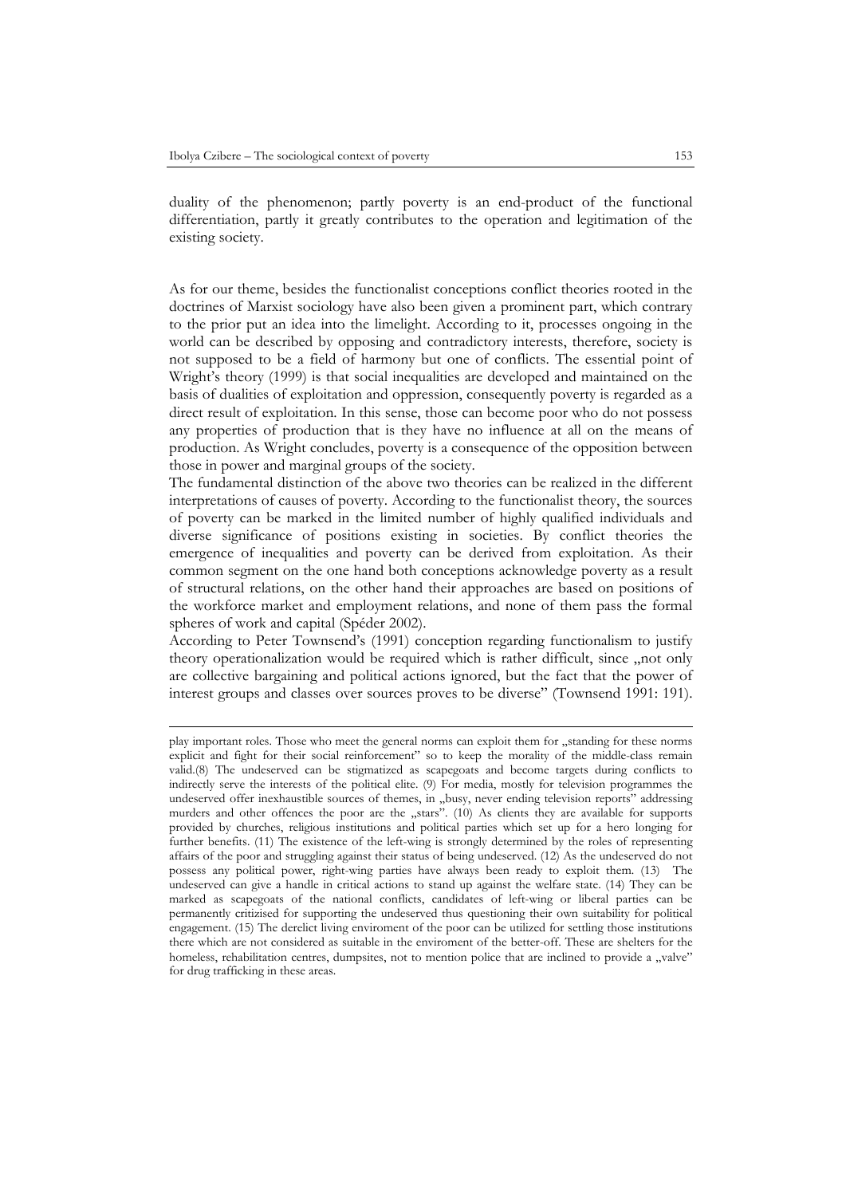duality of the phenomenon; partly poverty is an end-product of the functional differentiation, partly it greatly contributes to the operation and legitimation of the existing society.

As for our theme, besides the functionalist conceptions conflict theories rooted in the doctrines of Marxist sociology have also been given a prominent part, which contrary to the prior put an idea into the limelight. According to it, processes ongoing in the world can be described by opposing and contradictory interests, therefore, society is not supposed to be a field of harmony but one of conflicts. The essential point of Wright's theory (1999) is that social inequalities are developed and maintained on the basis of dualities of exploitation and oppression, consequently poverty is regarded as a direct result of exploitation. In this sense, those can become poor who do not possess any properties of production that is they have no influence at all on the means of production. As Wright concludes, poverty is a consequence of the opposition between those in power and marginal groups of the society.

The fundamental distinction of the above two theories can be realized in the different interpretations of causes of poverty. According to the functionalist theory, the sources of poverty can be marked in the limited number of highly qualified individuals and diverse significance of positions existing in societies. By conflict theories the emergence of inequalities and poverty can be derived from exploitation. As their common segment on the one hand both conceptions acknowledge poverty as a result of structural relations, on the other hand their approaches are based on positions of the workforce market and employment relations, and none of them pass the formal spheres of work and capital (Spéder 2002).

According to Peter Townsend's (1991) conception regarding functionalism to justify theory operationalization would be required which is rather difficult, since „not only are collective bargaining and political actions ignored, but the fact that the power of interest groups and classes over sources proves to be diverse" (Townsend 1991: 191).

---

play important roles. Those who meet the general norms can exploit them for „standing for these norms explicit and fight for their social reinforcement" so to keep the morality of the middle-class remain valid.(8) The undeserved can be stigmatized as scapegoats and become targets during conflicts to indirectly serve the interests of the political elite. (9) For media, mostly for television programmes the undeserved offer inexhaustible sources of themes, in „busy, never ending television reports" addressing murders and other offences the poor are the „stars". (10) As clients they are available for supports provided by churches, religious institutions and political parties which set up for a hero longing for further benefits. (11) The existence of the left-wing is strongly determined by the roles of representing affairs of the poor and struggling against their status of being undeserved. (12) As the undeserved do not possess any political power, right-wing parties have always been ready to exploit them. (13) The undeserved can give a handle in critical actions to stand up against the welfare state. (14) They can be marked as scapegoats of the national conflicts, candidates of left-wing or liberal parties can be permanently critizised for supporting the undeserved thus questioning their own suitability for political engagement. (15) The derelict living enviroment of the poor can be utilized for settling those institutions there which are not considered as suitable in the enviroment of the better-off. These are shelters for the homeless, rehabilitation centres, dumpsites, not to mention police that are inclined to provide a „valve" for drug trafficking in these areas.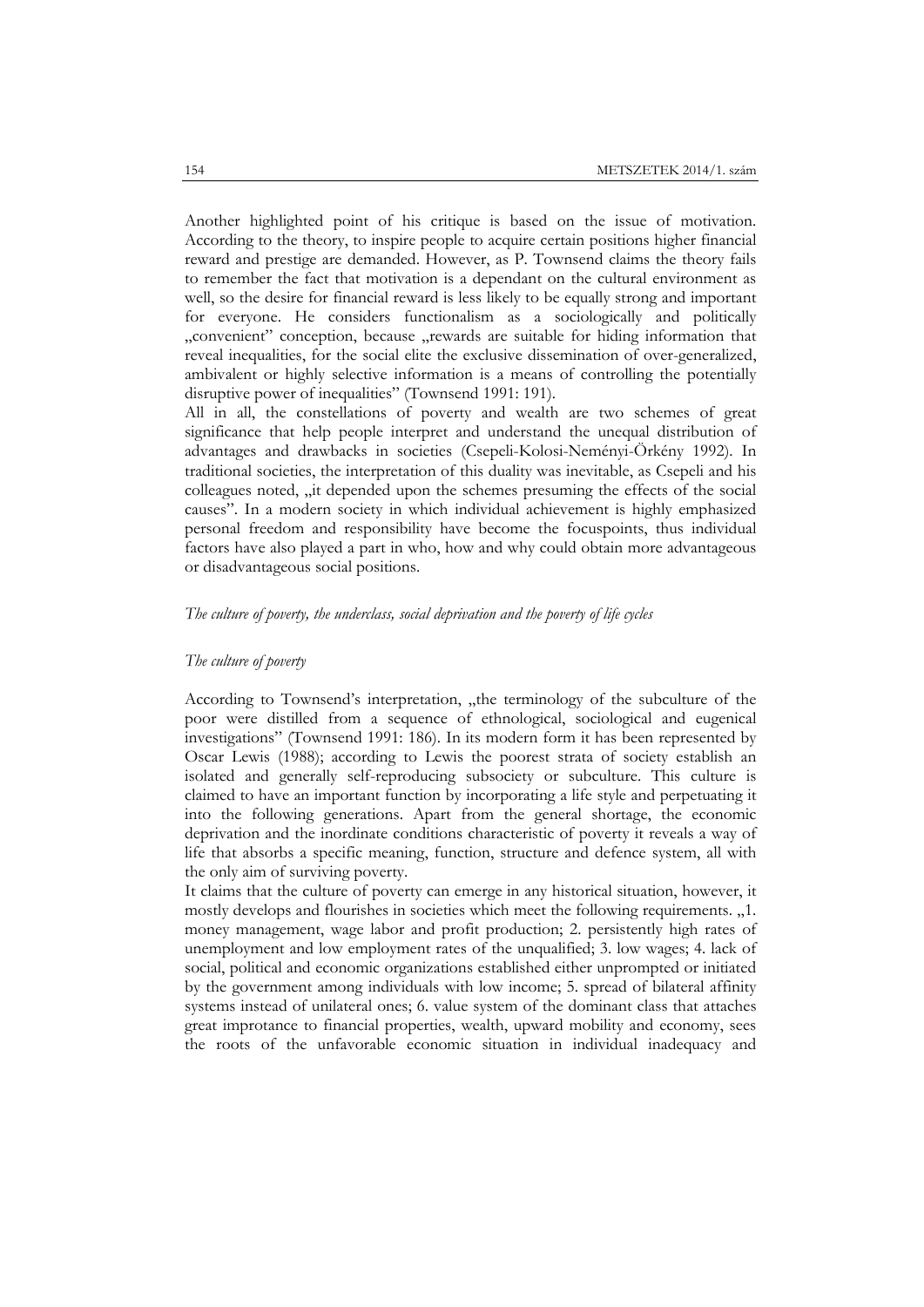Another highlighted point of his critique is based on the issue of motivation. According to the theory, to inspire people to acquire certain positions higher financial reward and prestige are demanded. However, as P. Townsend claims the theory fails to remember the fact that motivation is a dependant on the cultural environment as well, so the desire for financial reward is less likely to be equally strong and important for everyone. He considers functionalism as a sociologically and politically „convenient" conception, because „rewards are suitable for hiding information that reveal inequalities, for the social elite the exclusive dissemination of over-generalized, ambivalent or highly selective information is a means of controlling the potentially disruptive power of inequalities" (Townsend 1991: 191).

All in all, the constellations of poverty and wealth are two schemes of great significance that help people interpret and understand the unequal distribution of advantages and drawbacks in societies (Csepeli-Kolosi-Neményi-Örkény 1992). In traditional societies, the interpretation of this duality was inevitable, as Csepeli and his colleagues noted, „it depended upon the schemes presuming the effects of the social causes". In a modern society in which individual achievement is highly emphasized personal freedom and responsibility have become the focuspoints, thus individual factors have also played a part in who, how and why could obtain more advantageous or disadvantageous social positions.

*The culture of poverty, the underclass, social deprivation and the poverty of life cycles*

*The culture of poverty*

According to Townsend's interpretation, „the terminology of the subculture of the poor were distilled from a sequence of ethnological, sociological and eugenical investigations" (Townsend 1991: 186). In its modern form it has been represented by Oscar Lewis (1988); according to Lewis the poorest strata of society establish an isolated and generally self-reproducing subsociety or subculture. This culture is claimed to have an important function by incorporating a life style and perpetuating it into the following generations. Apart from the general shortage, the economic deprivation and the inordinate conditions characteristic of poverty it reveals a way of life that absorbs a specific meaning, function, structure and defence system, all with the only aim of surviving poverty.

It claims that the culture of poverty can emerge in any historical situation, however, it mostly develops and flourishes in societies which meet the following requirements. „1. money management, wage labor and profit production; 2. persistently high rates of unemployment and low employment rates of the unqualified; 3. low wages; 4. lack of social, political and economic organizations established either unprompted or initiated by the government among individuals with low income; 5. spread of bilateral affinity systems instead of unilateral ones; 6. value system of the dominant class that attaches great improtance to financial properties, wealth, upward mobility and economy, sees the roots of the unfavorable economic situation in individual inadequacy and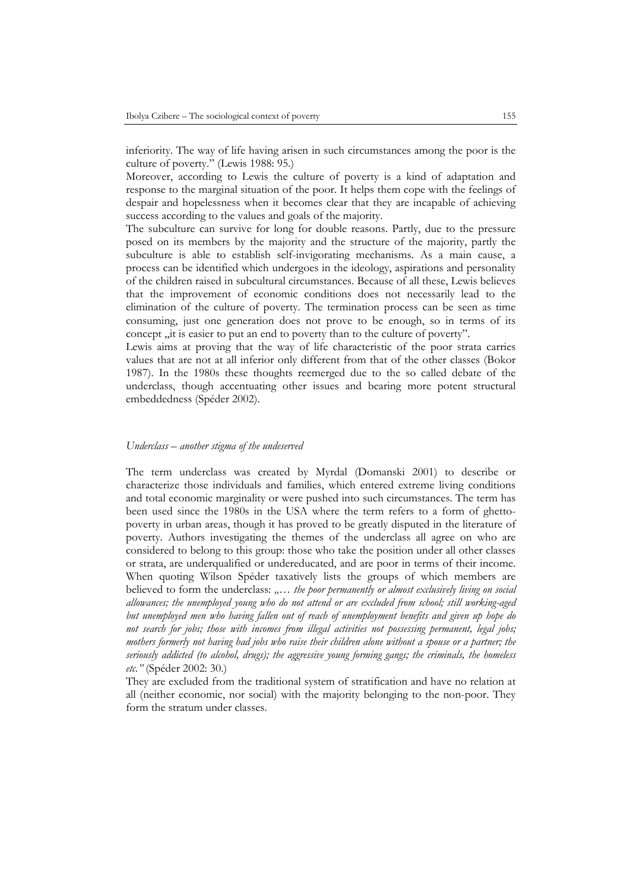inferiority. The way of life having arisen in such circumstances among the poor is the culture of poverty." (Lewis 1988: 95.)

Moreover, according to Lewis the culture of poverty is a kind of adaptation and response to the marginal situation of the poor. It helps them cope with the feelings of despair and hopelessness when it becomes clear that they are incapable of achieving success according to the values and goals of the majority.

The subculture can survive for long for double reasons. Partly, due to the pressure posed on its members by the majority and the structure of the majority, partly the subculture is able to establish self-invigorating mechanisms. As a main cause, a process can be identified which undergoes in the ideology, aspirations and personality of the children raised in subcultural circumstances. Because of all these, Lewis believes that the improvement of economic conditions does not necessarily lead to the elimination of the culture of poverty. The termination process can be seen as time consuming, just one generation does not prove to be enough, so in terms of its concept „it is easier to put an end to poverty than to the culture of poverty".

Lewis aims at proving that the way of life characteristic of the poor strata carries values that are not at all inferior only different from that of the other classes (Bokor 1987). In the 1980s these thoughts reemerged due to the so called debate of the underclass, though accentuating other issues and bearing more potent structural embeddedness (Spéder 2002).

*Underclass – another stigma of the undeserved*

The term underclass was created by Myrdal (Domanski 2001) to describe or characterize those individuals and families, which entered extreme living conditions and total economic marginality or were pushed into such circumstances. The term has been used since the 1980s in the USA where the term refers to a form of ghetto-poverty in urban areas, though it has proved to be greatly disputed in the literature of poverty. Authors investigating the themes of the underclass all agree on who are considered to belong to this group: those who take the position under all other classes or strata, are underqualified or undereducated, and are poor in terms of their income. When quoting Wilson Spéder taxatively lists the groups of which members are believed to form the underclass: *„… the poor permanently or almost exclusively living on social allowances; the unemployed young who do not attend or are excluded from school; still working-aged but unemployed men who having fallen out of reach of unemployment benefits and given up hope do not search for jobs; those with incomes from illegal activities not possessing permanent, legal jobs; mothers formerly not having had jobs who raise their children alone without a spouse or a partner; the seriously addicted (to alcohol, drugs); the aggressive young forming gangs; the criminals, the homeless etc."* (Spéder 2002: 30.)

They are excluded from the traditional system of stratification and have no relation at all (neither economic, nor social) with the majority belonging to the non-poor. They form the stratum under classes.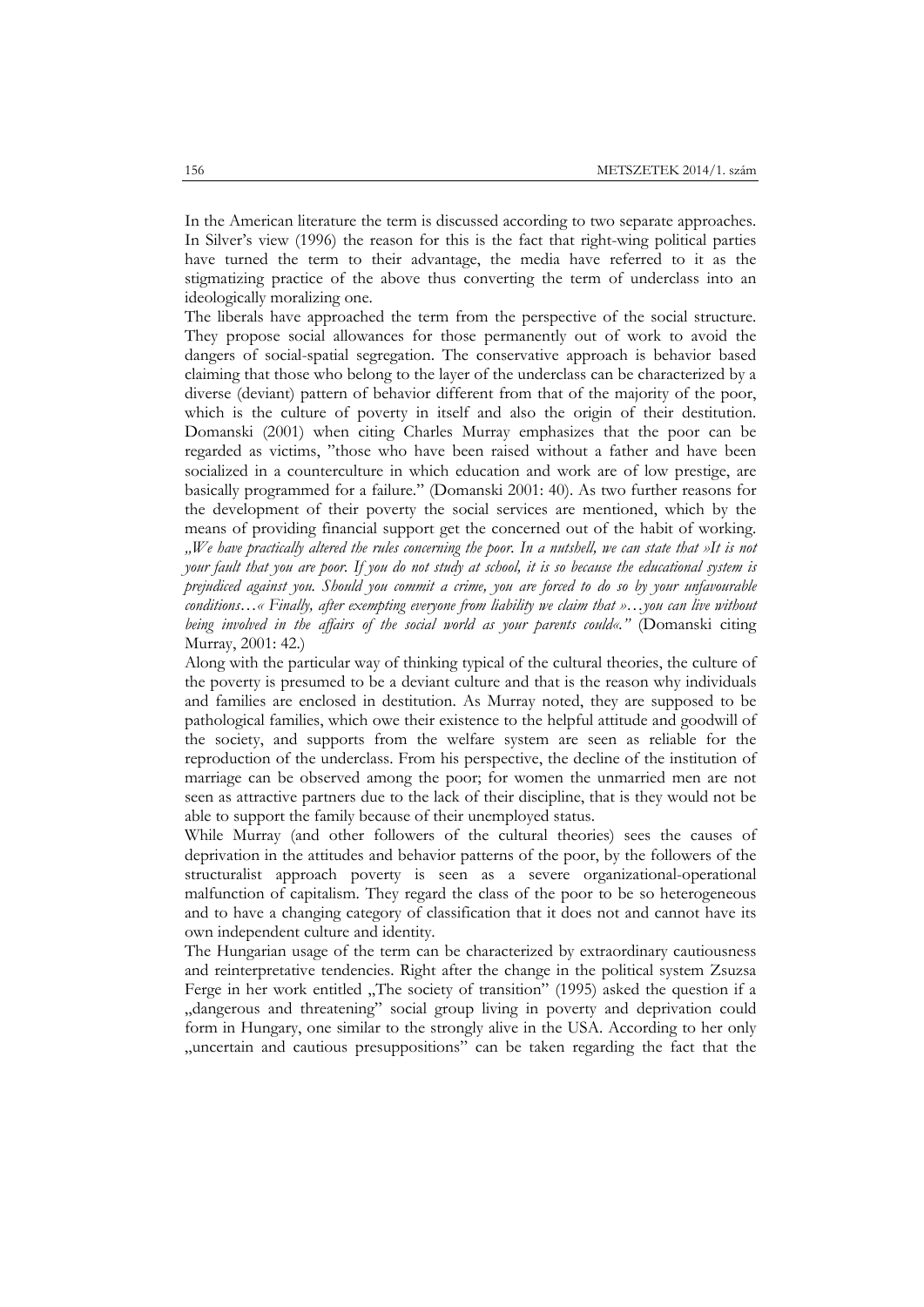In the American literature the term is discussed according to two separate approaches. In Silver's view (1996) the reason for this is the fact that right-wing political parties have turned the term to their advantage, the media have referred to it as the stigmatizing practice of the above thus converting the term of underclass into an ideologically moralizing one.

The liberals have approached the term from the perspective of the social structure. They propose social allowances for those permanently out of work to avoid the dangers of social-spatial segregation. The conservative approach is behavior based claiming that those who belong to the layer of the underclass can be characterized by a diverse (deviant) pattern of behavior different from that of the majority of the poor, which is the culture of poverty in itself and also the origin of their destitution. Domanski (2001) when citing Charles Murray emphasizes that the poor can be regarded as victims, "those who have been raised without a father and have been socialized in a counterculture in which education and work are of low prestige, are basically programmed for a failure." (Domanski 2001: 40). As two further reasons for the development of their poverty the social services are mentioned, which by the means of providing financial support get the concerned out of the habit of working. *„We have practically altered the rules concerning the poor. In a nutshell, we can state that »It is not your fault that you are poor. If you do not study at school, it is so because the educational system is prejudiced against you. Should you commit a crime, you are forced to do so by your unfavourable conditions…« Finally, after exempting everyone from liability we claim that »…you can live without being involved in the affairs of the social world as your parents could«."* (Domanski citing Murray, 2001: 42.)

Along with the particular way of thinking typical of the cultural theories, the culture of the poverty is presumed to be a deviant culture and that is the reason why individuals and families are enclosed in destitution. As Murray noted, they are supposed to be pathological families, which owe their existence to the helpful attitude and goodwill of the society, and supports from the welfare system are seen as reliable for the reproduction of the underclass. From his perspective, the decline of the institution of marriage can be observed among the poor; for women the unmarried men are not seen as attractive partners due to the lack of their discipline, that is they would not be able to support the family because of their unemployed status.

While Murray (and other followers of the cultural theories) sees the causes of deprivation in the attitudes and behavior patterns of the poor, by the followers of the structuralist approach poverty is seen as a severe organizational-operational malfunction of capitalism. They regard the class of the poor to be so heterogeneous and to have a changing category of classification that it does not and cannot have its own independent culture and identity.

The Hungarian usage of the term can be characterized by extraordinary cautiousness and reinterpretative tendencies. Right after the change in the political system Zsuzsa Ferge in her work entitled „The society of transition" (1995) asked the question if a „dangerous and threatening" social group living in poverty and deprivation could form in Hungary, one similar to the strongly alive in the USA. According to her only „uncertain and cautious presuppositions" can be taken regarding the fact that the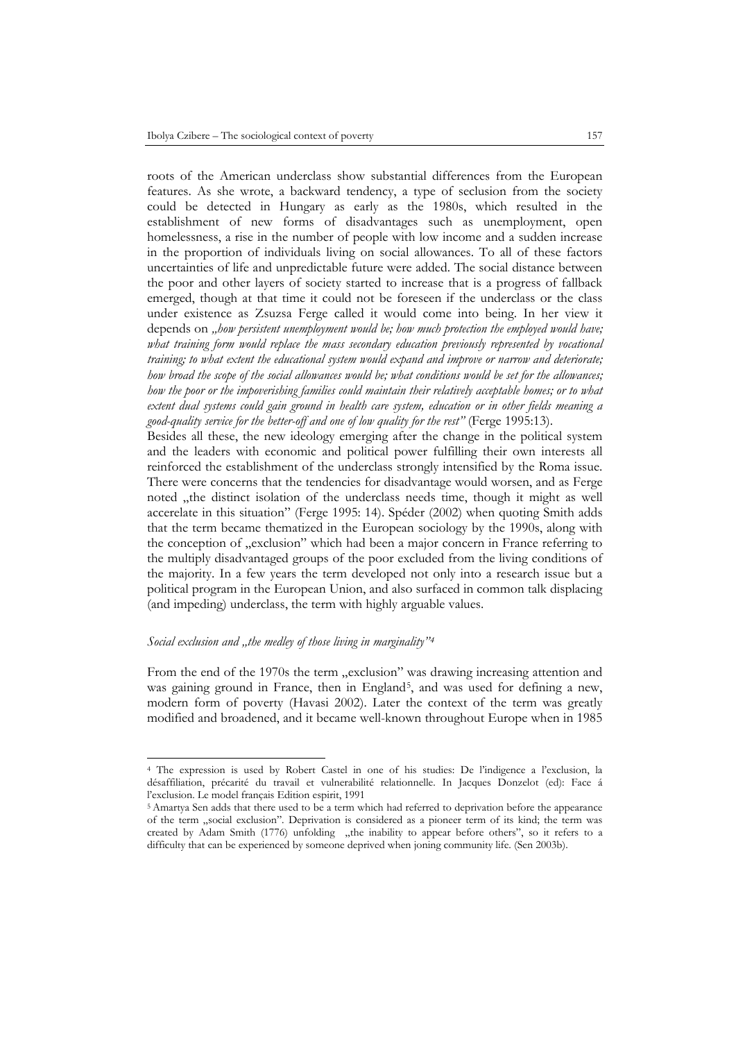roots of the American underclass show substantial differences from the European features. As she wrote, a backward tendency, a type of seclusion from the society could be detected in Hungary as early as the 1980s, which resulted in the establishment of new forms of disadvantages such as unemployment, open homelessness, a rise in the number of people with low income and a sudden increase in the proportion of individuals living on social allowances. To all of these factors uncertainties of life and unpredictable future were added. The social distance between the poor and other layers of society started to increase that is a progress of fallback emerged, though at that time it could not be foreseen if the underclass or the class under existence as Zsuzsa Ferge called it would come into being. In her view it depends on *„how persistent unemployment would be; how much protection the employed would have; what training form would replace the mass secondary education previously represented by vocational training; to what extent the educational system would expand and improve or narrow and deteriorate; how broad the scope of the social allowances would be; what conditions would be set for the allowances; how the poor or the impoverishing families could maintain their relatively acceptable homes; or to what extent dual systems could gain ground in health care system, education or in other fields meaning a good-quality service for the better-off and one of low quality for the rest"* (Ferge 1995:13).

Besides all these, the new ideology emerging after the change in the political system and the leaders with economic and political power fulfilling their own interests all reinforced the establishment of the underclass strongly intensified by the Roma issue. There were concerns that the tendencies for disadvantage would worsen, and as Ferge noted „the distinct isolation of the underclass needs time, though it might as well accerelate in this situation" (Ferge 1995: 14). Spéder (2002) when quoting Smith adds that the term became thematized in the European sociology by the 1990s, along with the conception of „exclusion" which had been a major concern in France referring to the multiply disadvantaged groups of the poor excluded from the living conditions of the majority. In a few years the term developed not only into a research issue but a political program in the European Union, and also surfaced in common talk displacing (and impeding) underclass, the term with highly arguable values.

*Social exclusion and „the medley of those living in marginality"*[4]

From the end of the 1970s the term „exclusion" was drawing increasing attention and was gaining ground in France, then in England[5], and was used for defining a new, modern form of poverty (Havasi 2002). Later the context of the term was greatly modified and broadened, and it became well-known throughout Europe when in 1985

---

[4] The expression is used by Robert Castel in one of his studies: De l'indigence a l'exclusion, la désaffiliation, précarité du travail et vulnerabilité relationnelle. In Jacques Donzelot (ed): Face á l'exclusion. Le model français Edition espirit, 1991

[5] Amartya Sen adds that there used to be a term which had referred to deprivation before the appearance of the term „social exclusion". Deprivation is considered as a pioneer term of its kind; the term was created by Adam Smith (1776) unfolding „the inability to appear before others", so it refers to a difficulty that can be experienced by someone deprived when joning community life. (Sen 2003b).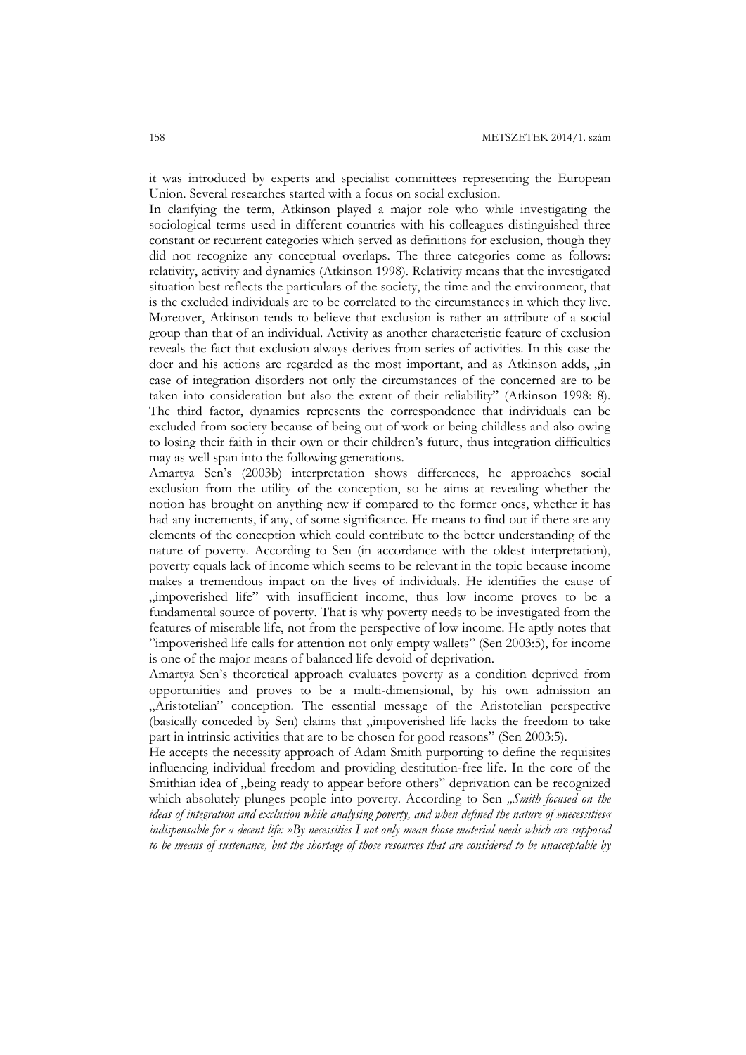it was introduced by experts and specialist committees representing the European Union. Several researches started with a focus on social exclusion.

In clarifying the term, Atkinson played a major role who while investigating the sociological terms used in different countries with his colleagues distinguished three constant or recurrent categories which served as definitions for exclusion, though they did not recognize any conceptual overlaps. The three categories come as follows: relativity, activity and dynamics (Atkinson 1998). Relativity means that the investigated situation best reflects the particulars of the society, the time and the environment, that is the excluded individuals are to be correlated to the circumstances in which they live. Moreover, Atkinson tends to believe that exclusion is rather an attribute of a social group than that of an individual. Activity as another characteristic feature of exclusion reveals the fact that exclusion always derives from series of activities. In this case the doer and his actions are regarded as the most important, and as Atkinson adds, „in case of integration disorders not only the circumstances of the concerned are to be taken into consideration but also the extent of their reliability" (Atkinson 1998: 8). The third factor, dynamics represents the correspondence that individuals can be excluded from society because of being out of work or being childless and also owing to losing their faith in their own or their children's future, thus integration difficulties may as well span into the following generations.

Amartya Sen's (2003b) interpretation shows differences, he approaches social exclusion from the utility of the conception, so he aims at revealing whether the notion has brought on anything new if compared to the former ones, whether it has had any increments, if any, of some significance. He means to find out if there are any elements of the conception which could contribute to the better understanding of the nature of poverty. According to Sen (in accordance with the oldest interpretation), poverty equals lack of income which seems to be relevant in the topic because income makes a tremendous impact on the lives of individuals. He identifies the cause of „impoverished life" with insufficient income, thus low income proves to be a fundamental source of poverty. That is why poverty needs to be investigated from the features of miserable life, not from the perspective of low income. He aptly notes that "impoverished life calls for attention not only empty wallets" (Sen 2003:5), for income is one of the major means of balanced life devoid of deprivation.

Amartya Sen's theoretical approach evaluates poverty as a condition deprived from opportunities and proves to be a multi-dimensional, by his own admission an „Aristotelian" conception. The essential message of the Aristotelian perspective (basically conceded by Sen) claims that „impoverished life lacks the freedom to take part in intrinsic activities that are to be chosen for good reasons" (Sen 2003:5).

He accepts the necessity approach of Adam Smith purporting to define the requisites influencing individual freedom and providing destitution-free life. In the core of the Smithian idea of „being ready to appear before others" deprivation can be recognized which absolutely plunges people into poverty. According to Sen *„Smith focused on the ideas of integration and exclusion while analysing poverty, and when defined the nature of »necessities« indispensable for a decent life: »By necessities I not only mean those material needs which are supposed to be means of sustenance, but the shortage of those resources that are considered to be unacceptable by*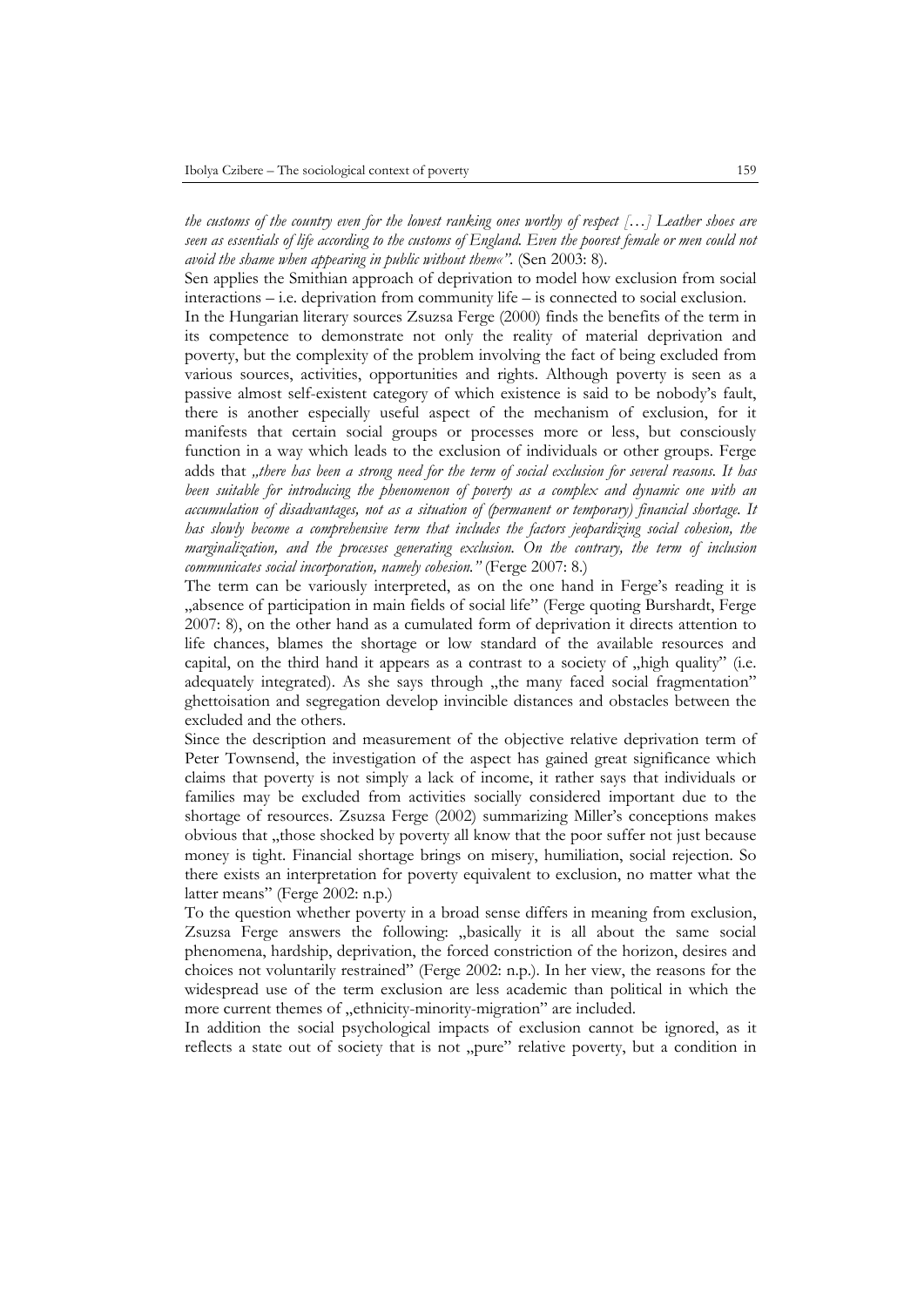*the customs of the country even for the lowest ranking ones worthy of respect […] Leather shoes are seen as essentials of life according to the customs of England. Even the poorest female or men could not avoid the shame when appearing in public without them«".* (Sen 2003: 8).

Sen applies the Smithian approach of deprivation to model how exclusion from social interactions – i.e. deprivation from community life – is connected to social exclusion.

In the Hungarian literary sources Zsuzsa Ferge (2000) finds the benefits of the term in its competence to demonstrate not only the reality of material deprivation and poverty, but the complexity of the problem involving the fact of being excluded from various sources, activities, opportunities and rights. Although poverty is seen as a passive almost self-existent category of which existence is said to be nobody's fault, there is another especially useful aspect of the mechanism of exclusion, for it manifests that certain social groups or processes more or less, but consciously function in a way which leads to the exclusion of individuals or other groups. Ferge adds that *„there has been a strong need for the term of social exclusion for several reasons. It has been suitable for introducing the phenomenon of poverty as a complex and dynamic one with an accumulation of disadvantages, not as a situation of (permanent or temporary) financial shortage. It has slowly become a comprehensive term that includes the factors jeopardizing social cohesion, the marginalization, and the processes generating exclusion. On the contrary, the term of inclusion communicates social incorporation, namely cohesion."* (Ferge 2007: 8.)

The term can be variously interpreted, as on the one hand in Ferge's reading it is „absence of participation in main fields of social life" (Ferge quoting Burshardt, Ferge 2007: 8), on the other hand as a cumulated form of deprivation it directs attention to life chances, blames the shortage or low standard of the available resources and capital, on the third hand it appears as a contrast to a society of „high quality" (i.e. adequately integrated). As she says through „the many faced social fragmentation" ghettoisation and segregation develop invincible distances and obstacles between the excluded and the others.

Since the description and measurement of the objective relative deprivation term of Peter Townsend, the investigation of the aspect has gained great significance which claims that poverty is not simply a lack of income, it rather says that individuals or families may be excluded from activities socially considered important due to the shortage of resources. Zsuzsa Ferge (2002) summarizing Miller's conceptions makes obvious that „those shocked by poverty all know that the poor suffer not just because money is tight. Financial shortage brings on misery, humiliation, social rejection. So there exists an interpretation for poverty equivalent to exclusion, no matter what the latter means" (Ferge 2002: n.p.)

To the question whether poverty in a broad sense differs in meaning from exclusion, Zsuzsa Ferge answers the following: „basically it is all about the same social phenomena, hardship, deprivation, the forced constriction of the horizon, desires and choices not voluntarily restrained" (Ferge 2002: n.p.). In her view, the reasons for the widespread use of the term exclusion are less academic than political in which the more current themes of „ethnicity-minority-migration" are included.

In addition the social psychological impacts of exclusion cannot be ignored, as it reflects a state out of society that is not „pure" relative poverty, but a condition in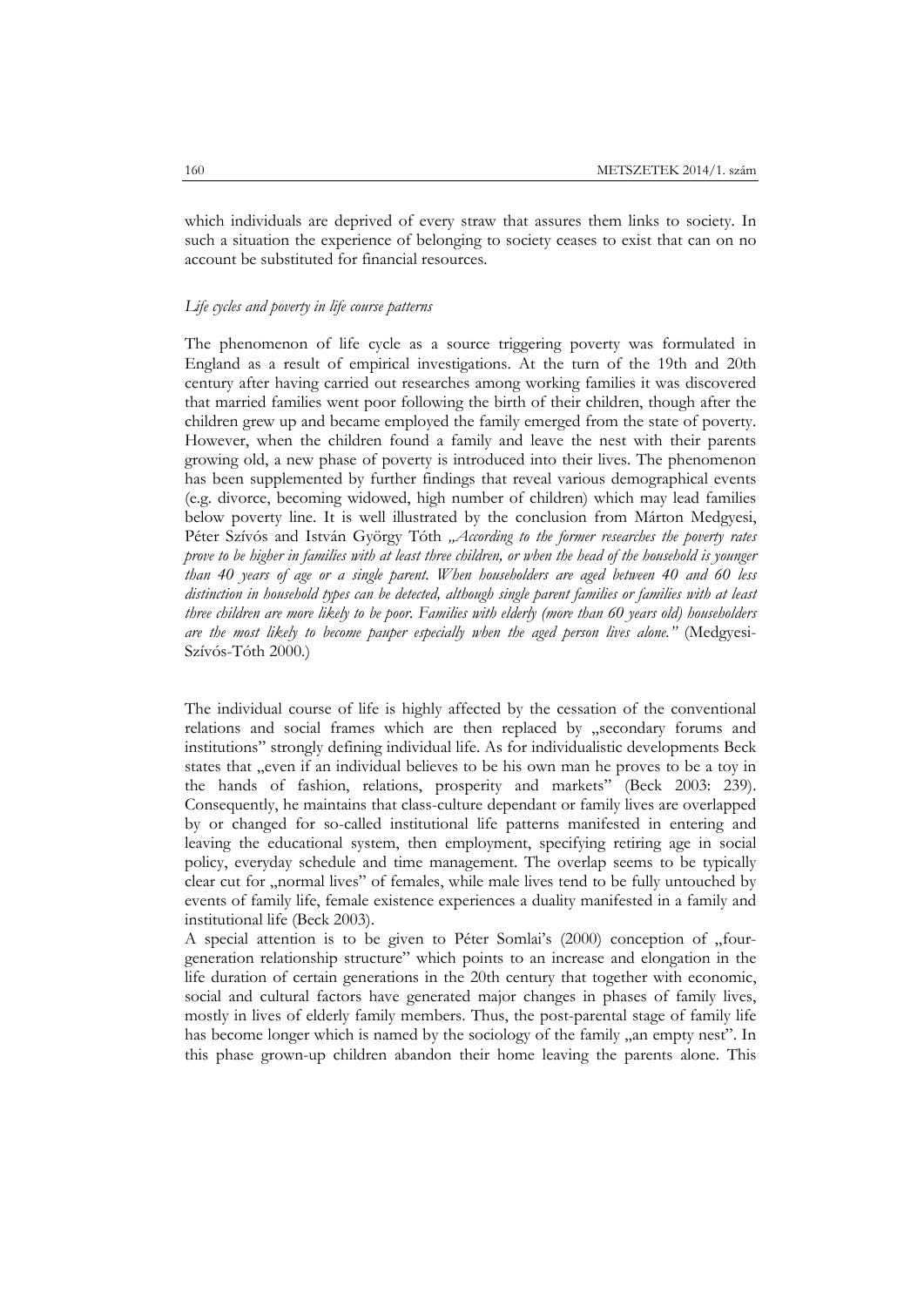which individuals are deprived of every straw that assures them links to society. In such a situation the experience of belonging to society ceases to exist that can on no account be substituted for financial resources.

*Life cycles and poverty in life course patterns*

The phenomenon of life cycle as a source triggering poverty was formulated in England as a result of empirical investigations. At the turn of the 19th and 20th century after having carried out researches among working families it was discovered that married families went poor following the birth of their children, though after the children grew up and became employed the family emerged from the state of poverty. However, when the children found a family and leave the nest with their parents growing old, a new phase of poverty is introduced into their lives. The phenomenon has been supplemented by further findings that reveal various demographical events (e.g. divorce, becoming widowed, high number of children) which may lead families below poverty line. It is well illustrated by the conclusion from Márton Medgyesi, Péter Szívós and István György Tóth *„According to the former researches the poverty rates prove to be higher in families with at least three children, or when the head of the household is younger than 40 years of age or a single parent. When householders are aged between 40 and 60 less distinction in household types can be detected, although single parent families or families with at least three children are more likely to be poor. Families with elderly (more than 60 years old) householders are the most likely to become pauper especially when the aged person lives alone."* (Medgyesi-Szívós-Tóth 2000.)

The individual course of life is highly affected by the cessation of the conventional relations and social frames which are then replaced by „secondary forums and institutions" strongly defining individual life. As for individualistic developments Beck states that „even if an individual believes to be his own man he proves to be a toy in the hands of fashion, relations, prosperity and markets" (Beck 2003: 239). Consequently, he maintains that class-culture dependant or family lives are overlapped by or changed for so-called institutional life patterns manifested in entering and leaving the educational system, then employment, specifying retiring age in social policy, everyday schedule and time management. The overlap seems to be typically clear cut for „normal lives" of females, while male lives tend to be fully untouched by events of family life, female existence experiences a duality manifested in a family and institutional life (Beck 2003).

A special attention is to be given to Péter Somlai's (2000) conception of „four-generation relationship structure" which points to an increase and elongation in the life duration of certain generations in the 20th century that together with economic, social and cultural factors have generated major changes in phases of family lives, mostly in lives of elderly family members. Thus, the post-parental stage of family life has become longer which is named by the sociology of the family „an empty nest". In this phase grown-up children abandon their home leaving the parents alone. This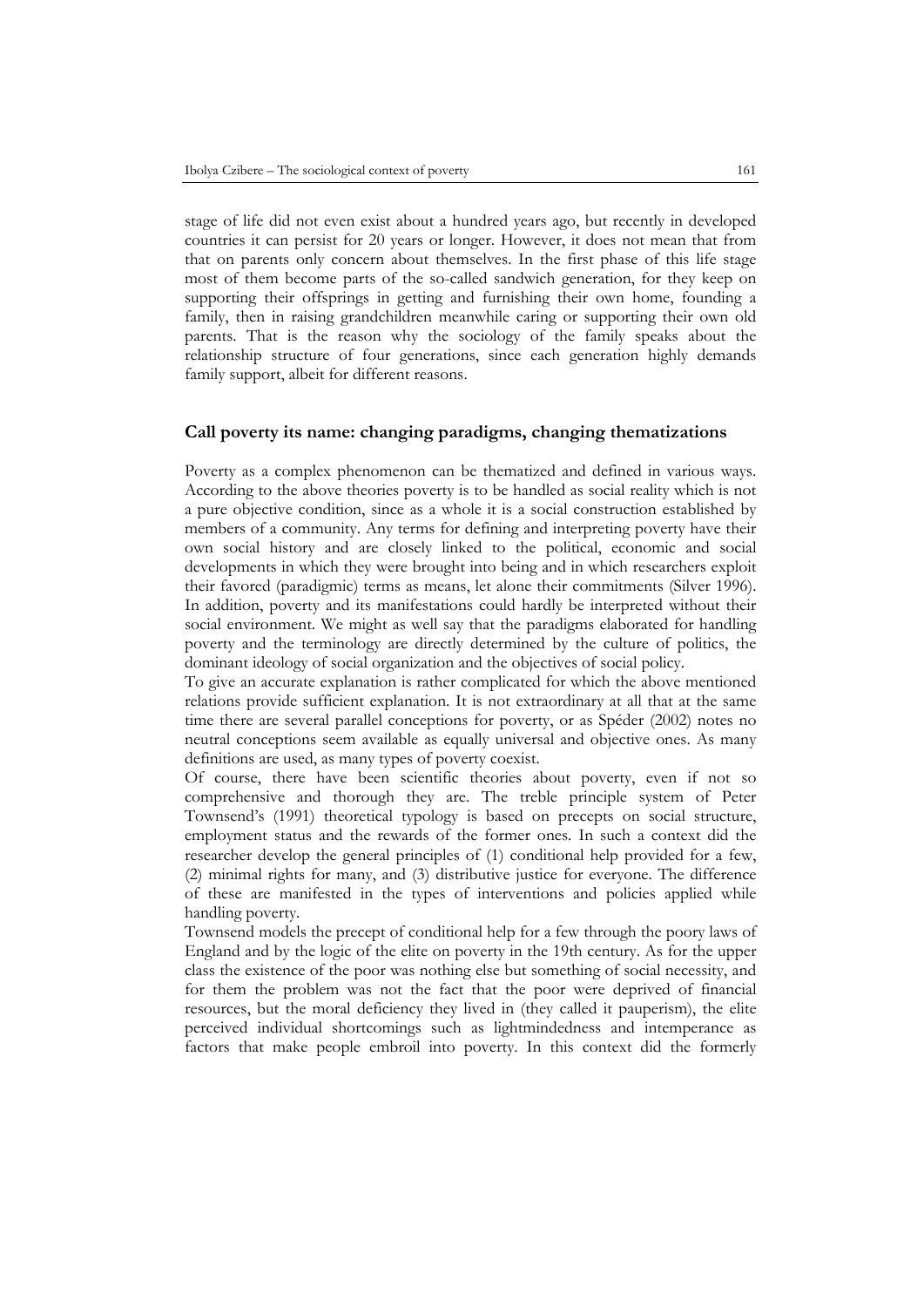stage of life did not even exist about a hundred years ago, but recently in developed countries it can persist for 20 years or longer. However, it does not mean that from that on parents only concern about themselves. In the first phase of this life stage most of them become parts of the so-called sandwich generation, for they keep on supporting their offsprings in getting and furnishing their own home, founding a family, then in raising grandchildren meanwhile caring or supporting their own old parents. That is the reason why the sociology of the family speaks about the relationship structure of four generations, since each generation highly demands family support, albeit for different reasons.

## Call poverty its name: changing paradigms, changing thematizations

Poverty as a complex phenomenon can be thematized and defined in various ways. According to the above theories poverty is to be handled as social reality which is not a pure objective condition, since as a whole it is a social construction established by members of a community. Any terms for defining and interpreting poverty have their own social history and are closely linked to the political, economic and social developments in which they were brought into being and in which researchers exploit their favored (paradigmic) terms as means, let alone their commitments (Silver 1996). In addition, poverty and its manifestations could hardly be interpreted without their social environment. We might as well say that the paradigms elaborated for handling poverty and the terminology are directly determined by the culture of politics, the dominant ideology of social organization and the objectives of social policy.

To give an accurate explanation is rather complicated for which the above mentioned relations provide sufficient explanation. It is not extraordinary at all that at the same time there are several parallel conceptions for poverty, or as Spéder (2002) notes no neutral conceptions seem available as equally universal and objective ones. As many definitions are used, as many types of poverty coexist.

Of course, there have been scientific theories about poverty, even if not so comprehensive and thorough they are. The treble principle system of Peter Townsend's (1991) theoretical typology is based on precepts on social structure, employment status and the rewards of the former ones. In such a context did the researcher develop the general principles of (1) conditional help provided for a few, (2) minimal rights for many, and (3) distributive justice for everyone. The difference of these are manifested in the types of interventions and policies applied while handling poverty.

Townsend models the precept of conditional help for a few through the poory laws of England and by the logic of the elite on poverty in the 19th century. As for the upper class the existence of the poor was nothing else but something of social necessity, and for them the problem was not the fact that the poor were deprived of financial resources, but the moral deficiency they lived in (they called it pauperism), the elite perceived individual shortcomings such as lightmindedness and intemperance as factors that make people embroil into poverty. In this context did the formerly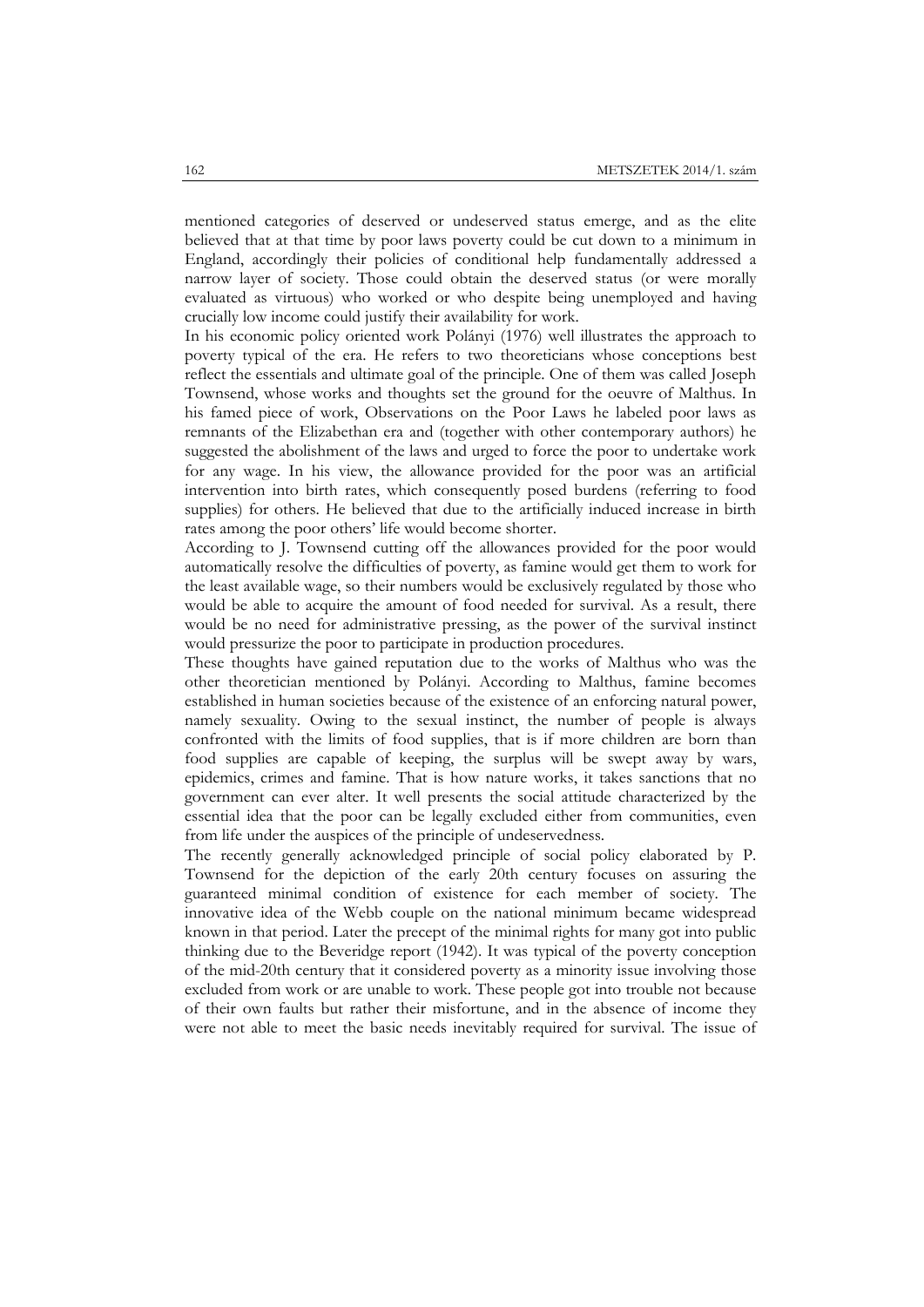mentioned categories of deserved or undeserved status emerge, and as the elite believed that at that time by poor laws poverty could be cut down to a minimum in England, accordingly their policies of conditional help fundamentally addressed a narrow layer of society. Those could obtain the deserved status (or were morally evaluated as virtuous) who worked or who despite being unemployed and having crucially low income could justify their availability for work.

In his economic policy oriented work Polányi (1976) well illustrates the approach to poverty typical of the era. He refers to two theoreticians whose conceptions best reflect the essentials and ultimate goal of the principle. One of them was called Joseph Townsend, whose works and thoughts set the ground for the oeuvre of Malthus. In his famed piece of work, Observations on the Poor Laws he labeled poor laws as remnants of the Elizabethan era and (together with other contemporary authors) he suggested the abolishment of the laws and urged to force the poor to undertake work for any wage. In his view, the allowance provided for the poor was an artificial intervention into birth rates, which consequently posed burdens (referring to food supplies) for others. He believed that due to the artificially induced increase in birth rates among the poor others' life would become shorter.

According to J. Townsend cutting off the allowances provided for the poor would automatically resolve the difficulties of poverty, as famine would get them to work for the least available wage, so their numbers would be exclusively regulated by those who would be able to acquire the amount of food needed for survival. As a result, there would be no need for administrative pressing, as the power of the survival instinct would pressurize the poor to participate in production procedures.

These thoughts have gained reputation due to the works of Malthus who was the other theoretician mentioned by Polányi. According to Malthus, famine becomes established in human societies because of the existence of an enforcing natural power, namely sexuality. Owing to the sexual instinct, the number of people is always confronted with the limits of food supplies, that is if more children are born than food supplies are capable of keeping, the surplus will be swept away by wars, epidemics, crimes and famine. That is how nature works, it takes sanctions that no government can ever alter. It well presents the social attitude characterized by the essential idea that the poor can be legally excluded either from communities, even from life under the auspices of the principle of undeservedness.

The recently generally acknowledged principle of social policy elaborated by P. Townsend for the depiction of the early 20th century focuses on assuring the guaranteed minimal condition of existence for each member of society. The innovative idea of the Webb couple on the national minimum became widespread known in that period. Later the precept of the minimal rights for many got into public thinking due to the Beveridge report (1942). It was typical of the poverty conception of the mid-20th century that it considered poverty as a minority issue involving those excluded from work or are unable to work. These people got into trouble not because of their own faults but rather their misfortune, and in the absence of income they were not able to meet the basic needs inevitably required for survival. The issue of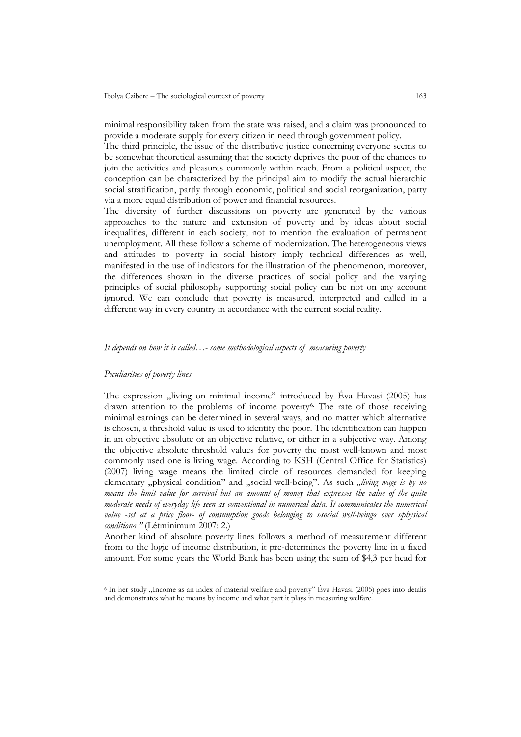minimal responsibility taken from the state was raised, and a claim was pronounced to provide a moderate supply for every citizen in need through government policy.

The third principle, the issue of the distributive justice concerning everyone seems to be somewhat theoretical assuming that the society deprives the poor of the chances to join the activities and pleasures commonly within reach. From a political aspect, the conception can be characterized by the principal aim to modify the actual hierarchic social stratification, partly through economic, political and social reorganization, party via a more equal distribution of power and financial resources.

The diversity of further discussions on poverty are generated by the various approaches to the nature and extension of poverty and by ideas about social inequalities, different in each society, not to mention the evaluation of permanent unemployment. All these follow a scheme of modernization. The heterogeneous views and attitudes to poverty in social history imply technical differences as well, manifested in the use of indicators for the illustration of the phenomenon, moreover, the differences shown in the diverse practices of social policy and the varying principles of social philosophy supporting social policy can be not on any account ignored. We can conclude that poverty is measured, interpreted and called in a different way in every country in accordance with the current social reality.

*It depends on how it is called…- some methodological aspects of measuring poverty*

*Peculiarities of poverty lines*

The expression „living on minimal income" introduced by Éva Havasi (2005) has drawn attention to the problems of income poverty[6]. The rate of those receiving minimal earnings can be determined in several ways, and no matter which alternative is chosen, a threshold value is used to identify the poor. The identification can happen in an objective absolute or an objective relative, or either in a subjective way. Among the objective absolute threshold values for poverty the most well-known and most commonly used one is living wage. According to KSH (Central Office for Statistics) (2007) living wage means the limited circle of resources demanded for keeping elementary „physical condition" and „social well-being". As such *„living wage is by no means the limit value for survival but an amount of money that expresses the value of the quite moderate needs of everyday life seen as conventional in numerical data. It communicates the numerical value -set at a price floor- of consumption goods belonging to »social well-being« over »physical condition«."* (Létminimum 2007: 2.)

Another kind of absolute poverty lines follows a method of measurement different from to the logic of income distribution, it pre-determines the poverty line in a fixed amount. For some years the World Bank has been using the sum of \$4,3 per head for

[6] In her study „Income as an index of material welfare and poverty" Éva Havasi (2005) goes into detalis and demonstrates what he means by income and what part it plays in measuring welfare.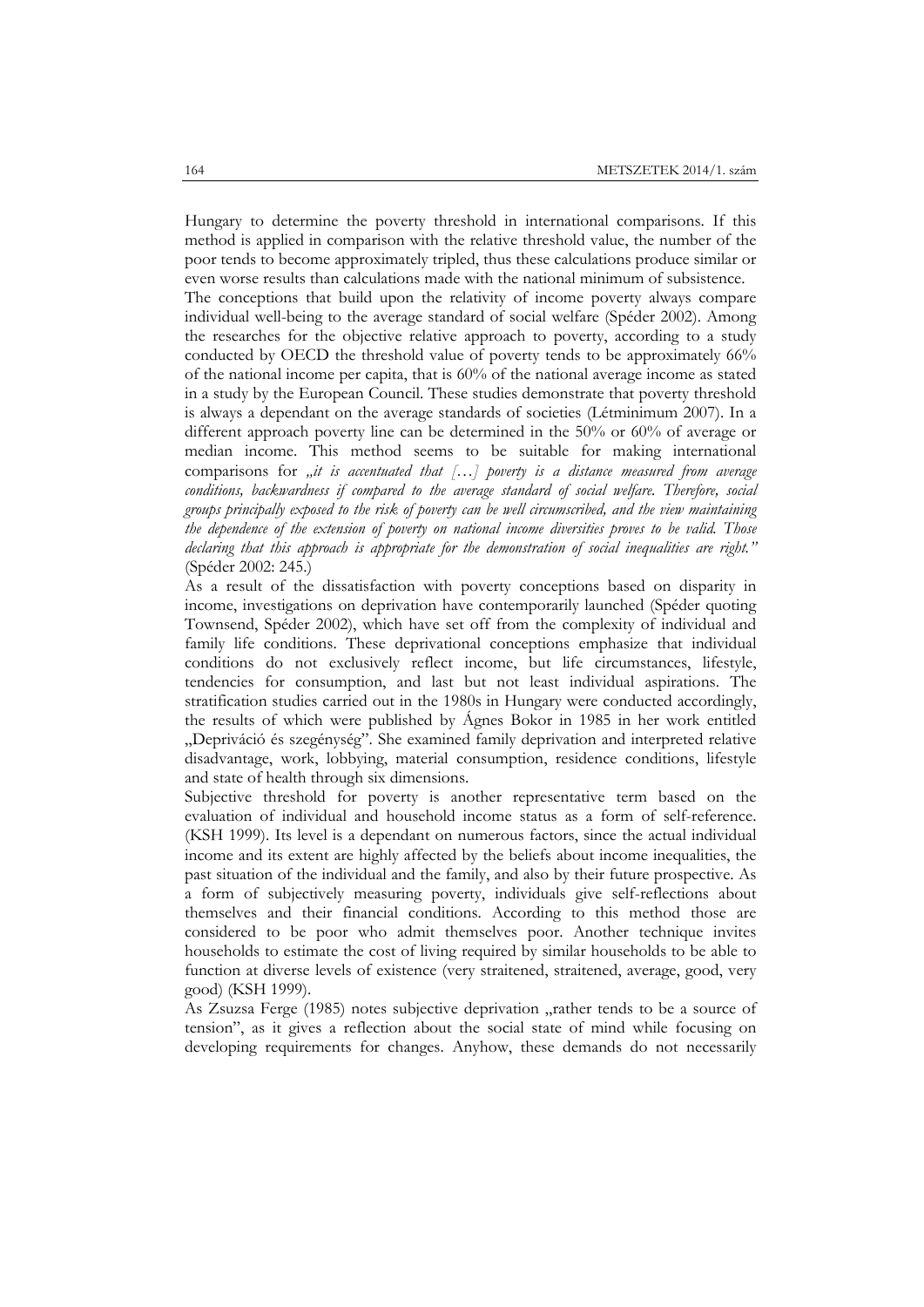Hungary to determine the poverty threshold in international comparisons. If this method is applied in comparison with the relative threshold value, the number of the poor tends to become approximately tripled, thus these calculations produce similar or even worse results than calculations made with the national minimum of subsistence.

The conceptions that build upon the relativity of income poverty always compare individual well-being to the average standard of social welfare (Spéder 2002). Among the researches for the objective relative approach to poverty, according to a study conducted by OECD the threshold value of poverty tends to be approximately 66% of the national income per capita, that is 60% of the national average income as stated in a study by the European Council. These studies demonstrate that poverty threshold is always a dependant on the average standards of societies (Létminimum 2007). In a different approach poverty line can be determined in the 50% or 60% of average or median income. This method seems to be suitable for making international comparisons for *„it is accentuated that […] poverty is a distance measured from average conditions, backwardness if compared to the average standard of social welfare. Therefore, social groups principally exposed to the risk of poverty can be well circumscribed, and the view maintaining the dependence of the extension of poverty on national income diversities proves to be valid. Those declaring that this approach is appropriate for the demonstration of social inequalities are right."* (Spéder 2002: 245.)

As a result of the dissatisfaction with poverty conceptions based on disparity in income, investigations on deprivation have contemporarily launched (Spéder quoting Townsend, Spéder 2002), which have set off from the complexity of individual and family life conditions. These deprivational conceptions emphasize that individual conditions do not exclusively reflect income, but life circumstances, lifestyle, tendencies for consumption, and last but not least individual aspirations. The stratification studies carried out in the 1980s in Hungary were conducted accordingly, the results of which were published by Ágnes Bokor in 1985 in her work entitled „Depriváció és szegénység". She examined family deprivation and interpreted relative disadvantage, work, lobbying, material consumption, residence conditions, lifestyle and state of health through six dimensions.

Subjective threshold for poverty is another representative term based on the evaluation of individual and household income status as a form of self-reference. (KSH 1999). Its level is a dependant on numerous factors, since the actual individual income and its extent are highly affected by the beliefs about income inequalities, the past situation of the individual and the family, and also by their future prospective. As a form of subjectively measuring poverty, individuals give self-reflections about themselves and their financial conditions. According to this method those are considered to be poor who admit themselves poor. Another technique invites households to estimate the cost of living required by similar households to be able to function at diverse levels of existence (very straitened, straitened, average, good, very good) (KSH 1999).

As Zsuzsa Ferge (1985) notes subjective deprivation „rather tends to be a source of tension", as it gives a reflection about the social state of mind while focusing on developing requirements for changes. Anyhow, these demands do not necessarily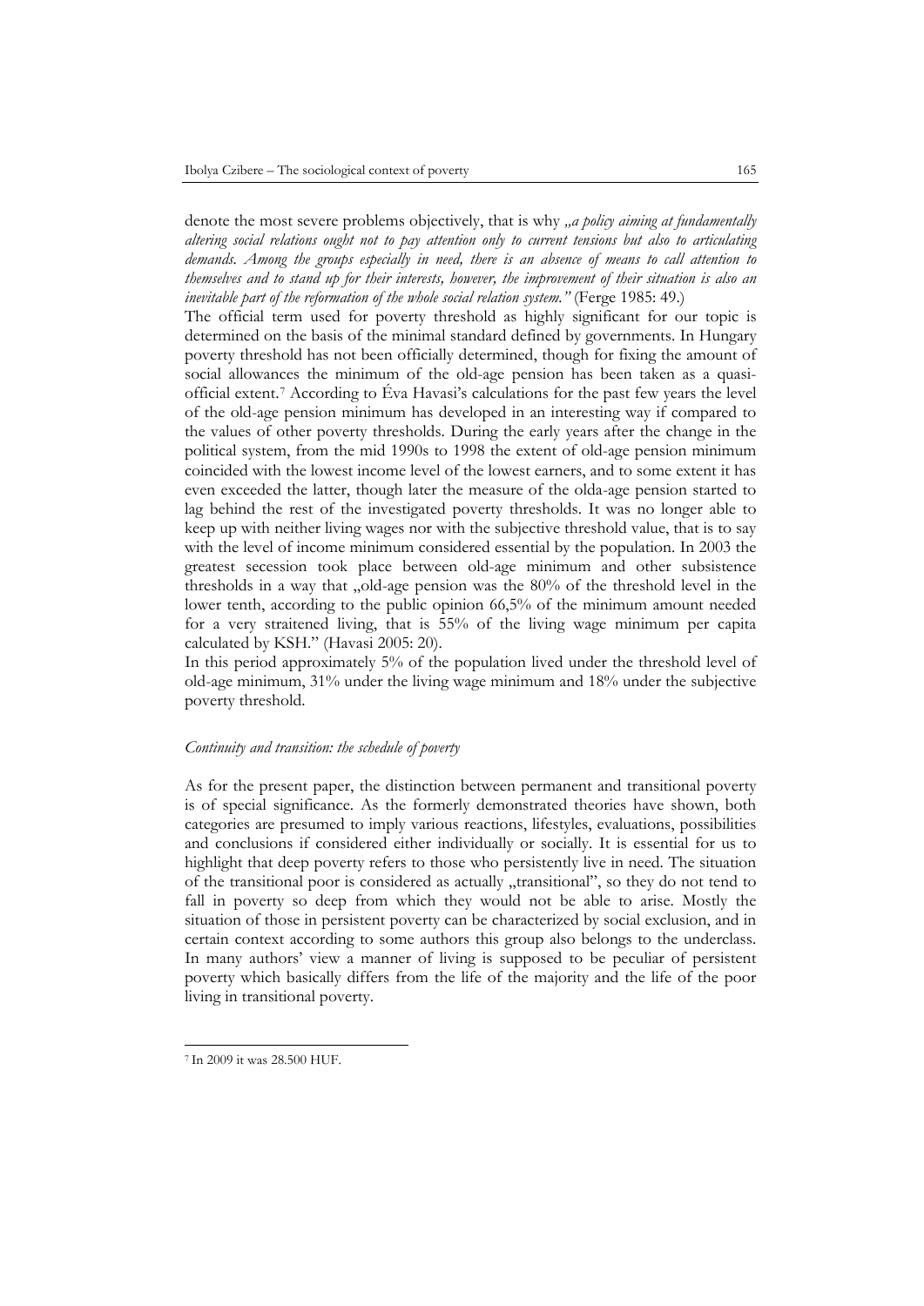denote the most severe problems objectively, that is why *„a policy aiming at fundamentally altering social relations ought not to pay attention only to current tensions but also to articulating demands. Among the groups especially in need, there is an absence of means to call attention to themselves and to stand up for their interests, however, the improvement of their situation is also an inevitable part of the reformation of the whole social relation system."* (Ferge 1985: 49.)

The official term used for poverty threshold as highly significant for our topic is determined on the basis of the minimal standard defined by governments. In Hungary poverty threshold has not been officially determined, though for fixing the amount of social allowances the minimum of the old-age pension has been taken as a quasi-official extent.[7] According to Éva Havasi's calculations for the past few years the level of the old-age pension minimum has developed in an interesting way if compared to the values of other poverty thresholds. During the early years after the change in the political system, from the mid 1990s to 1998 the extent of old-age pension minimum coincided with the lowest income level of the lowest earners, and to some extent it has even exceeded the latter, though later the measure of the olda-age pension started to lag behind the rest of the investigated poverty thresholds. It was no longer able to keep up with neither living wages nor with the subjective threshold value, that is to say with the level of income minimum considered essential by the population. In 2003 the greatest secession took place between old-age minimum and other subsistence thresholds in a way that „old-age pension was the 80% of the threshold level in the lower tenth, according to the public opinion 66,5% of the minimum amount needed for a very straitened living, that is 55% of the living wage minimum per capita calculated by KSH." (Havasi 2005: 20).

In this period approximately 5% of the population lived under the threshold level of old-age minimum, 31% under the living wage minimum and 18% under the subjective poverty threshold.

*Continuity and transition: the schedule of poverty*

As for the present paper, the distinction between permanent and transitional poverty is of special significance. As the formerly demonstrated theories have shown, both categories are presumed to imply various reactions, lifestyles, evaluations, possibilities and conclusions if considered either individually or socially. It is essential for us to highlight that deep poverty refers to those who persistently live in need. The situation of the transitional poor is considered as actually „transitional", so they do not tend to fall in poverty so deep from which they would not be able to arise. Mostly the situation of those in persistent poverty can be characterized by social exclusion, and in certain context according to some authors this group also belongs to the underclass. In many authors' view a manner of living is supposed to be peculiar of persistent poverty which basically differs from the life of the majority and the life of the poor living in transitional poverty.

---

[7] In 2009 it was 28.500 HUF.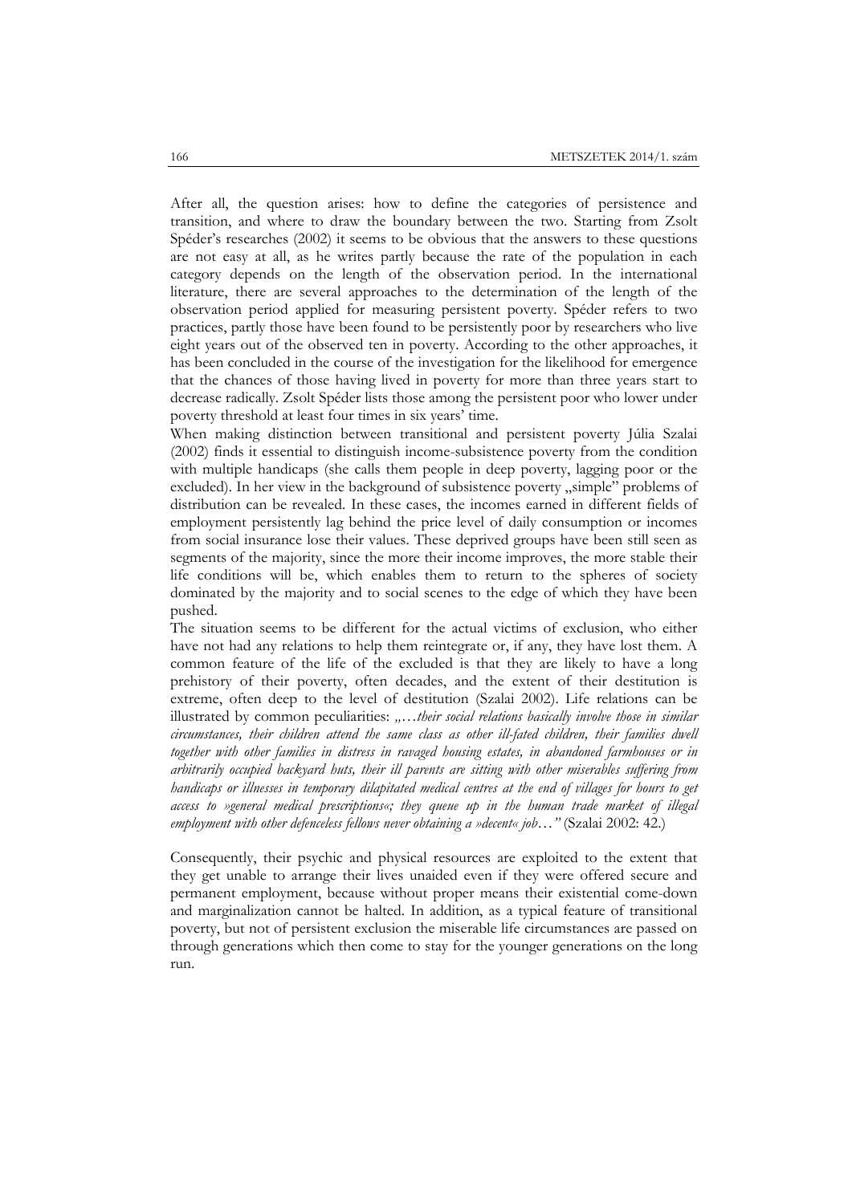After all, the question arises: how to define the categories of persistence and transition, and where to draw the boundary between the two. Starting from Zsolt Spéder's researches (2002) it seems to be obvious that the answers to these questions are not easy at all, as he writes partly because the rate of the population in each category depends on the length of the observation period. In the international literature, there are several approaches to the determination of the length of the observation period applied for measuring persistent poverty. Spéder refers to two practices, partly those have been found to be persistently poor by researchers who live eight years out of the observed ten in poverty. According to the other approaches, it has been concluded in the course of the investigation for the likelihood for emergence that the chances of those having lived in poverty for more than three years start to decrease radically. Zsolt Spéder lists those among the persistent poor who lower under poverty threshold at least four times in six years' time.

When making distinction between transitional and persistent poverty Júlia Szalai (2002) finds it essential to distinguish income-subsistence poverty from the condition with multiple handicaps (she calls them people in deep poverty, lagging poor or the excluded). In her view in the background of subsistence poverty „simple" problems of distribution can be revealed. In these cases, the incomes earned in different fields of employment persistently lag behind the price level of daily consumption or incomes from social insurance lose their values. These deprived groups have been still seen as segments of the majority, since the more their income improves, the more stable their life conditions will be, which enables them to return to the spheres of society dominated by the majority and to social scenes to the edge of which they have been pushed.

The situation seems to be different for the actual victims of exclusion, who either have not had any relations to help them reintegrate or, if any, they have lost them. A common feature of the life of the excluded is that they are likely to have a long prehistory of their poverty, often decades, and the extent of their destitution is extreme, often deep to the level of destitution (Szalai 2002). Life relations can be illustrated by common peculiarities: *„…their social relations basically involve those in similar circumstances, their children attend the same class as other ill-fated children, their families dwell together with other families in distress in ravaged housing estates, in abandoned farmhouses or in arbitrarily occupied backyard huts, their ill parents are sitting with other miserables suffering from handicaps or illnesses in temporary dilapitated medical centres at the end of villages for hours to get access to »general medical prescriptions«; they queue up in the human trade market of illegal employment with other defenceless fellows never obtaining a »decent« job…"* (Szalai 2002: 42.)

Consequently, their psychic and physical resources are exploited to the extent that they get unable to arrange their lives unaided even if they were offered secure and permanent employment, because without proper means their existential come-down and marginalization cannot be halted. In addition, as a typical feature of transitional poverty, but not of persistent exclusion the miserable life circumstances are passed on through generations which then come to stay for the younger generations on the long run.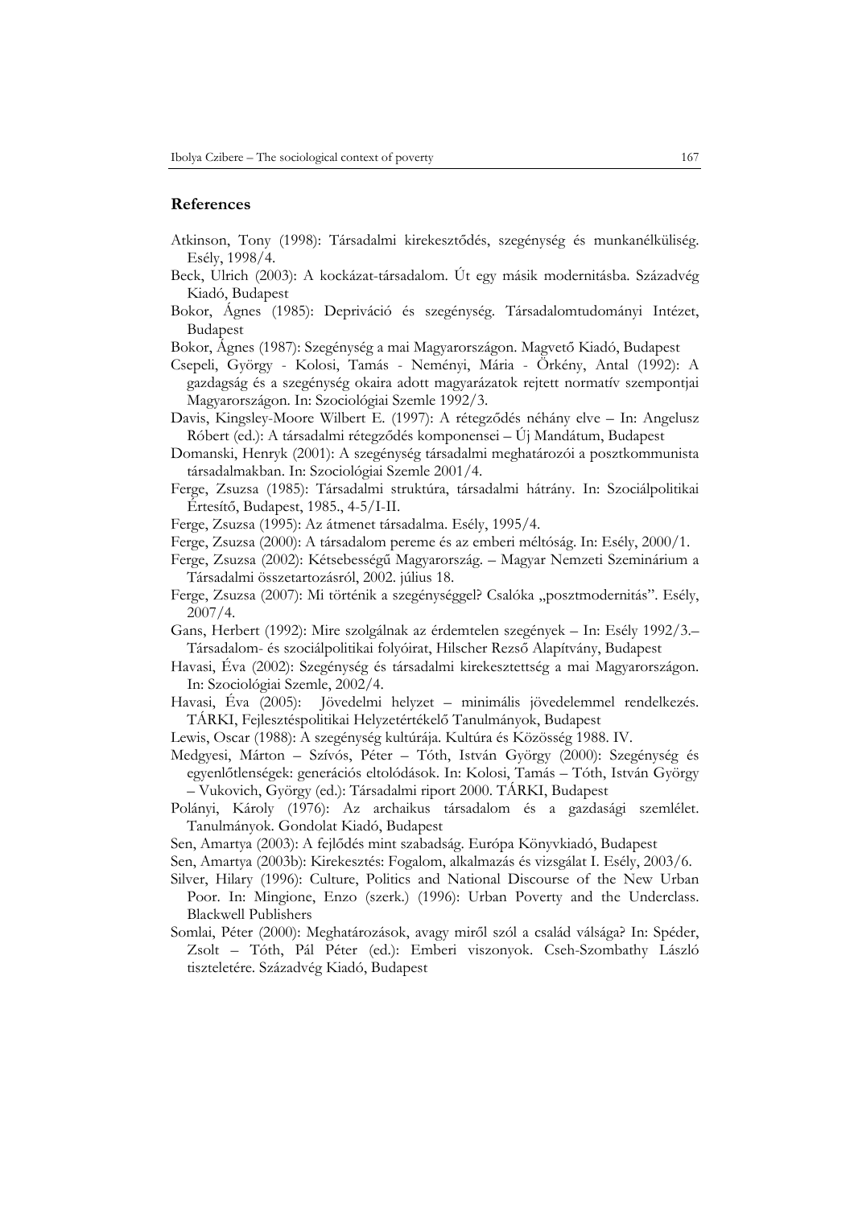## References

Atkinson, Tony (1998): Társadalmi kirekesztődés, szegénység és munkanélküliség. Esély, 1998/4.

Beck, Ulrich (2003): A kockázat-társadalom. Út egy másik modernitásba. Századvég Kiadó, Budapest

Bokor, Ágnes (1985): Depriváció és szegénység. Társadalomtudományi Intézet, Budapest

Bokor, Ágnes (1987): Szegénység a mai Magyarországon. Magvető Kiadó, Budapest

Csepeli, György - Kolosi, Tamás - Neményi, Mária - Örkény, Antal (1992): A gazdagság és a szegénység okaira adott magyarázatok rejtett normatív szempontjai Magyarországon. In: Szociológiai Szemle 1992/3.

Davis, Kingsley-Moore Wilbert E. (1997): A rétegződés néhány elve – In: Angelusz Róbert (ed.): A társadalmi rétegződés komponensei – Új Mandátum, Budapest

Domanski, Henryk (2001): A szegénység társadalmi meghatározói a posztkommunista társadalmakban. In: Szociológiai Szemle 2001/4.

Ferge, Zsuzsa (1985): Társadalmi struktúra, társadalmi hátrány. In: Szociálpolitikai Értesítő, Budapest, 1985., 4-5/I-II.

Ferge, Zsuzsa (1995): Az átmenet társadalma. Esély, 1995/4.

Ferge, Zsuzsa (2000): A társadalom pereme és az emberi méltóság. In: Esély, 2000/1.

Ferge, Zsuzsa (2002): Kétsebességű Magyarország. – Magyar Nemzeti Szeminárium a Társadalmi összetartozásról, 2002. július 18.

Ferge, Zsuzsa (2007): Mi történik a szegénységgel? Csalóka „posztmodernitás". Esély, 2007/4.

Gans, Herbert (1992): Mire szolgálnak az érdemtelen szegények – In: Esély 1992/3.– Társadalom- és szociálpolitikai folyóirat, Hilscher Rezső Alapítvány, Budapest

Havasi, Éva (2002): Szegénység és társadalmi kirekesztettség a mai Magyarországon. In: Szociológiai Szemle, 2002/4.

Havasi, Éva (2005): Jövedelmi helyzet – minimális jövedelemmel rendelkezés. TÁRKI, Fejlesztéspolitikai Helyzetértékelő Tanulmányok, Budapest

Lewis, Oscar (1988): A szegénység kultúrája. Kultúra és Közösség 1988. IV.

Medgyesi, Márton – Szívós, Péter – Tóth, István György (2000): Szegénység és egyenlőtlenségek: generációs eltolódások. In: Kolosi, Tamás – Tóth, István György – Vukovich, György (ed.): Társadalmi riport 2000. TÁRKI, Budapest

Polányi, Károly (1976): Az archaikus társadalom és a gazdasági szemlélet. Tanulmányok. Gondolat Kiadó, Budapest

Sen, Amartya (2003): A fejlődés mint szabadság. Európa Könyvkiadó, Budapest

Sen, Amartya (2003b): Kirekesztés: Fogalom, alkalmazás és vizsgálat I. Esély, 2003/6.

Silver, Hilary (1996): Culture, Politics and National Discourse of the New Urban Poor. In: Mingione, Enzo (szerk.) (1996): Urban Poverty and the Underclass. Blackwell Publishers

Somlai, Péter (2000): Meghatározások, avagy miről szól a család válsága? In: Spéder, Zsolt – Tóth, Pál Péter (ed.): Emberi viszonyok. Cseh-Szombathy László tiszteletére. Századvég Kiadó, Budapest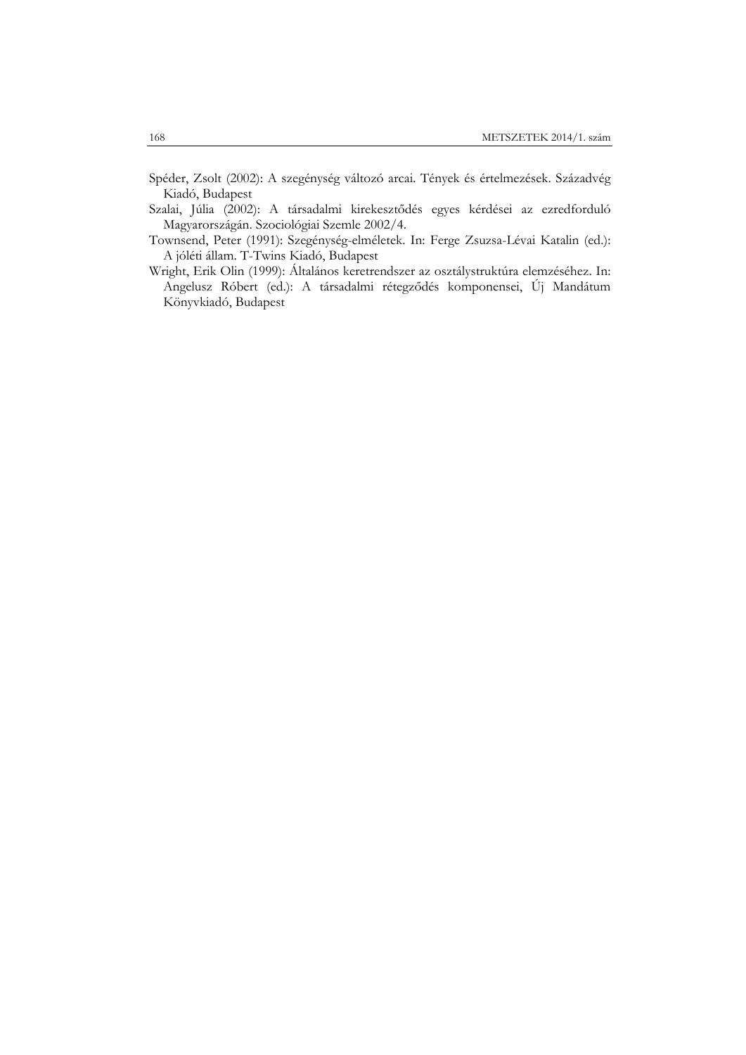Spéder, Zsolt (2002): A szegénység változó arcai. Tények és értelmezések. Századvég Kiadó, Budapest

Szalai, Júlia (2002): A társadalmi kirekesztődés egyes kérdései az ezredforduló Magyarországán. Szociológiai Szemle 2002/4.

Townsend, Peter (1991): Szegénység-elméletek. In: Ferge Zsuzsa-Lévai Katalin (ed.): A jóléti állam. T-Twins Kiadó, Budapest

Wright, Erik Olin (1999): Általános keretrendszer az osztálystruktúra elemzéséhez. In: Angelusz Róbert (ed.): A társadalmi rétegződés komponensei, Új Mandátum Könyvkiadó, Budapest